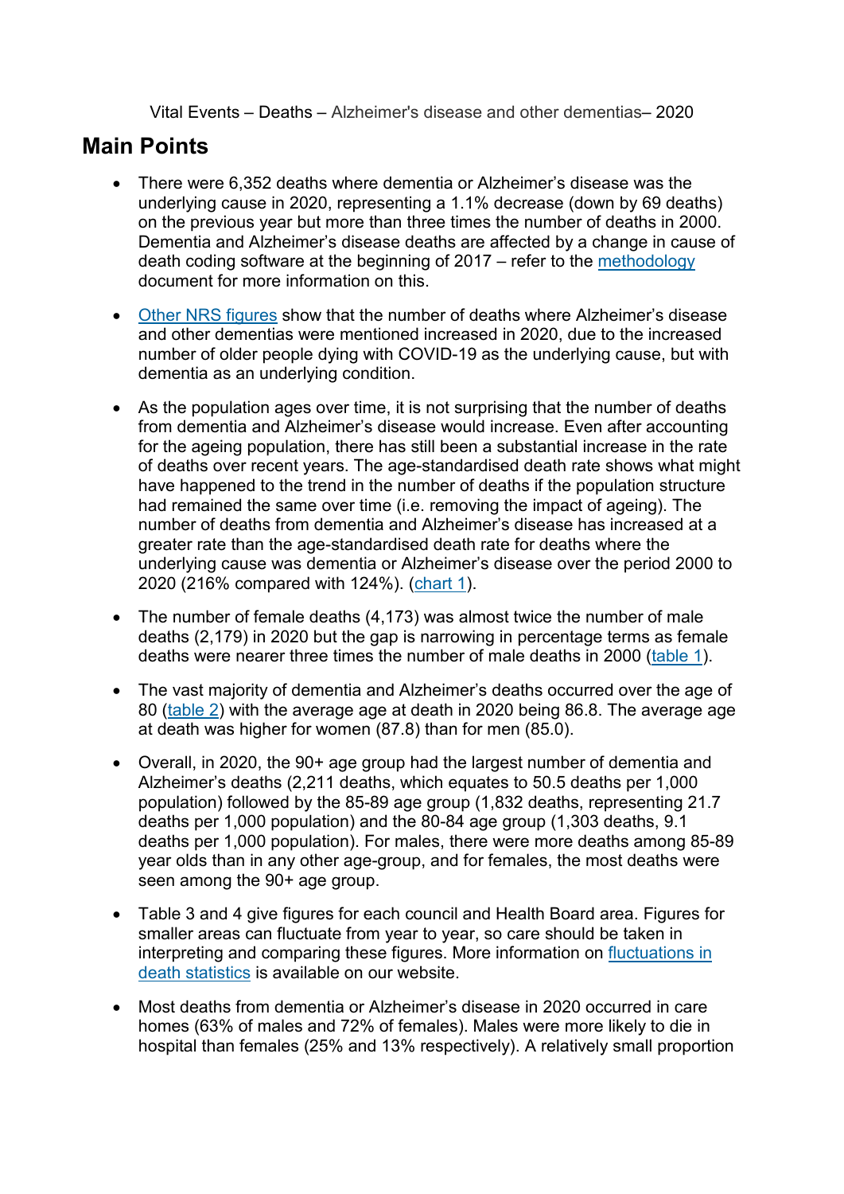Vital Events – Deaths – Alzheimer's disease and other dementias– 2020

## Main Points

- There were 6,352 deaths where dementia or Alzheimer's disease was the underlying cause in 2020, representing a 1.1% decrease (down by 69 deaths) on the previous year but more than three times the number of deaths in 2000. Dementia and Alzheimer's disease deaths are affected by a change in cause of death coding software at the beginning of 2017 – refer to the methodology document for more information on this.

- Other NRS figures show that the number of deaths where Alzheimer's disease and other dementias were mentioned increased in 2020, due to the increased number of older people dying with COVID-19 as the underlying cause, but with dementia as an underlying condition.

- As the population ages over time, it is not surprising that the number of deaths from dementia and Alzheimer's disease would increase. Even after accounting for the ageing population, there has still been a substantial increase in the rate of deaths over recent years. The age-standardised death rate shows what might have happened to the trend in the number of deaths if the population structure had remained the same over time (i.e. removing the impact of ageing). The number of deaths from dementia and Alzheimer's disease has increased at a greater rate than the age-standardised death rate for deaths where the underlying cause was dementia or Alzheimer's disease over the period 2000 to 2020 (216% compared with 124%). (chart 1).

- The number of female deaths (4,173) was almost twice the number of male deaths (2,179) in 2020 but the gap is narrowing in percentage terms as female deaths were nearer three times the number of male deaths in 2000 (table 1).

- The vast majority of dementia and Alzheimer's deaths occurred over the age of 80 (table 2) with the average age at death in 2020 being 86.8. The average age at death was higher for women (87.8) than for men (85.0).

- Overall, in 2020, the 90+ age group had the largest number of dementia and Alzheimer's deaths (2,211 deaths, which equates to 50.5 deaths per 1,000 population) followed by the 85-89 age group (1,832 deaths, representing 21.7 deaths per 1,000 population) and the 80-84 age group (1,303 deaths, 9.1 deaths per 1,000 population). For males, there were more deaths among 85-89 year olds than in any other age-group, and for females, the most deaths were seen among the 90+ age group.

- Table 3 and 4 give figures for each council and Health Board area. Figures for smaller areas can fluctuate from year to year, so care should be taken in interpreting and comparing these figures. More information on fluctuations in death statistics is available on our website.

- Most deaths from dementia or Alzheimer's disease in 2020 occurred in care homes (63% of males and 72% of females). Males were more likely to die in hospital than females (25% and 13% respectively). A relatively small proportion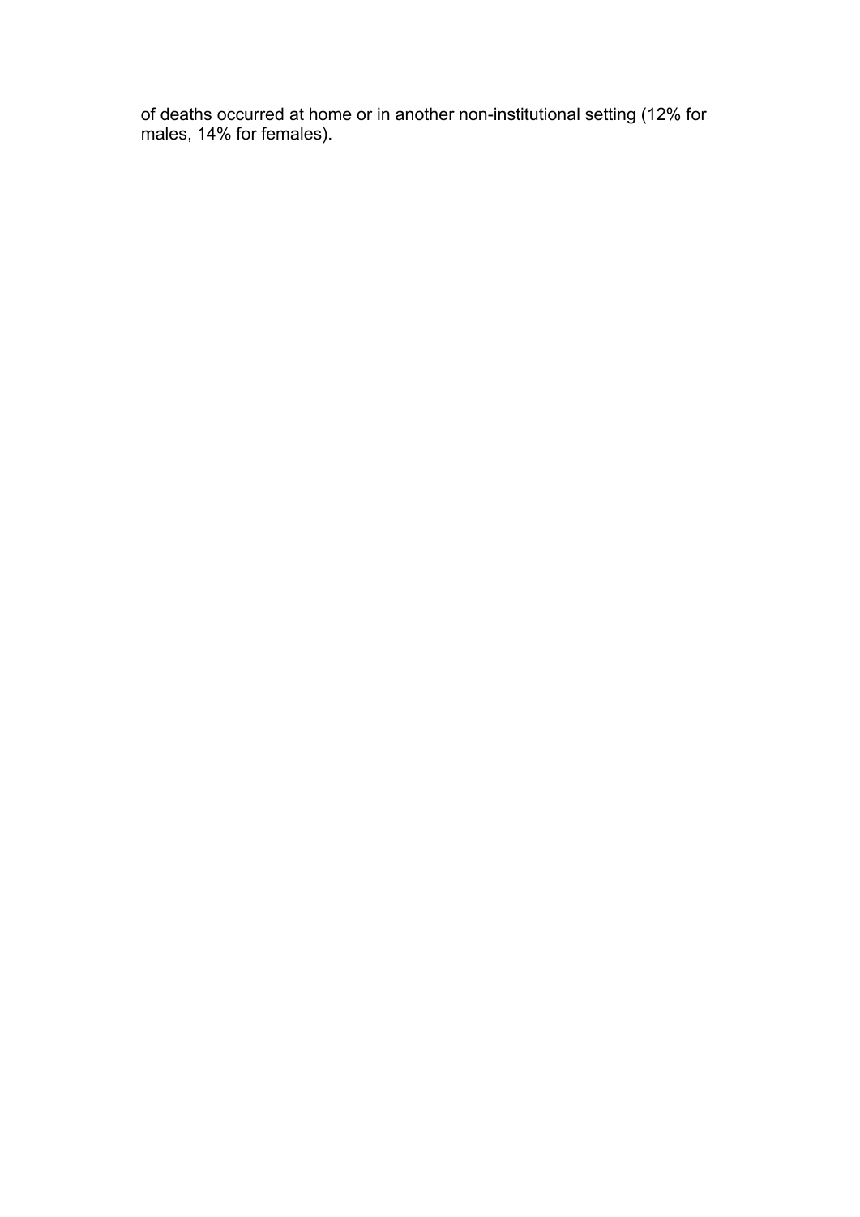of deaths occurred at home or in another non-institutional setting (12% for males, 14% for females).